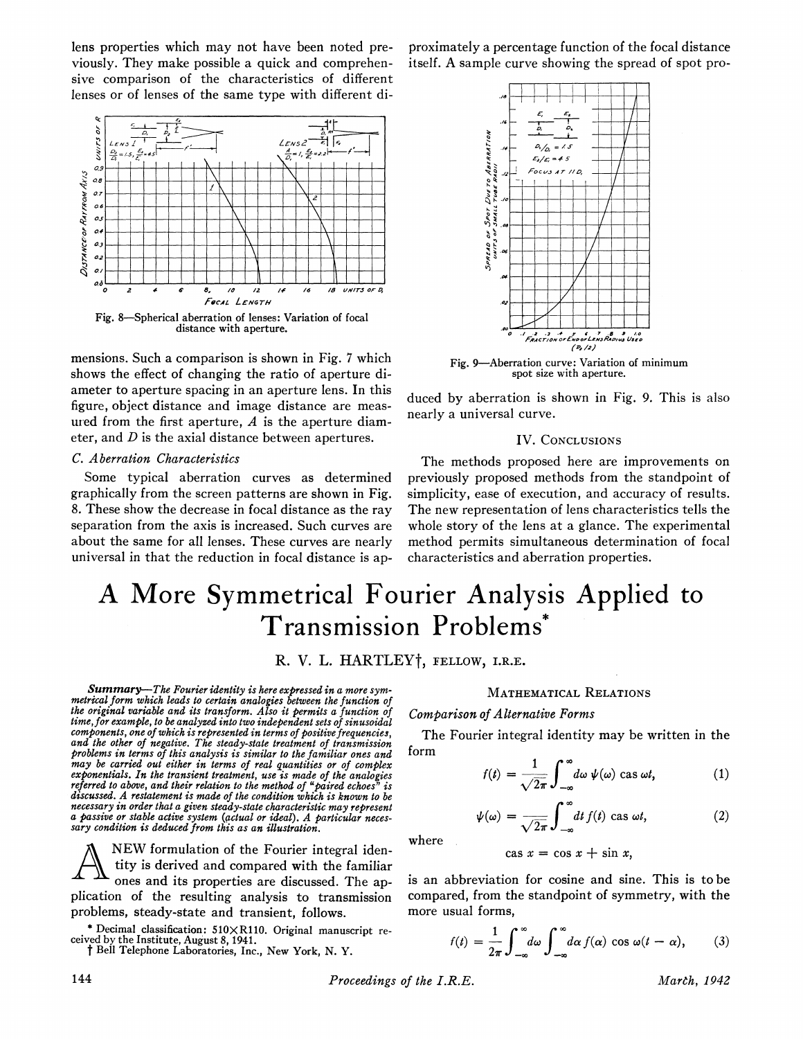lens properties which may not have been noted previously. They make possible a quick and comprehensive comparison of the characteristics of different lenses or of lenses of the same type with different dimensions. Such a comparison is shown in Fig. 7 which shows the effect of changing the ratio of aperture diameter to aperture spacing in an aperture lens. In this figure, object distance and image distance are measured from the first aperture, $A$ is the aperture diameter, and $D$ is the axial distance between apertures.

Fig. 8—Spherical aberration of lenses: Variation of focal distance with aperture.

### C. Aberration Characteristics

Some typical aberration curves as determined graphically from the screen patterns are shown in Fig. 8. These show the decrease in focal distance as the ray separation from the axis is increased. Such curves are about the same for all lenses. These curves are nearly universal in that the reduction in focal distance is approximately a percentage function of the focal distance itself. A sample curve showing the spread of spot produced by aberration is shown in Fig. 9. This is also nearly a universal curve.

Fig. 9—Aberration curve: Variation of minimum spot size with aperture.

## IV. Conclusions

The methods proposed here are improvements on previously proposed methods from the standpoint of simplicity, ease of execution, and accuracy of results. The new representation of lens characteristics tells the whole story of the lens at a glance. The experimental method permits simultaneous determination of focal characteristics and aberration properties.

# A More Symmetrical Fourier Analysis Applied to Transmission Problems*

R. V. L. HARTLEY†, FELLOW, I.R.E.

***Summary***—*The Fourier identity is here expressed in a more symmetrical form which leads to certain analogies between the function of the original variable and its transform. Also it permits a function of time, for example, to be analyzed into two independent sets of sinusoidal components, one of which is represented in terms of positive frequencies, and the other of negative. The steady-state treatment of transmission problems in terms of this analysis is similar to the familiar ones and may be carried out either in terms of real quantities or of complex exponentials. In the transient treatment, use is made of the analogies referred to above, and their relation to the method of "paired echoes" is discussed. A restatement is made of the condition which is known to be necessary in order that a given steady-state characteristic may represent a passive or stable active system (actual or ideal). A particular necessary condition is deduced from this as an illustration.*

A NEW formulation of the Fourier integral identity is derived and compared with the familiar ones and its properties are discussed. The application of the resulting analysis to transmission problems, steady-state and transient, follows.

\* Decimal classification: 510×R110. Original manuscript received by the Institute, August 8, 1941.

† Bell Telephone Laboratories, Inc., New York, N. Y.

## Mathematical Relations

### *Comparison of Alternative Forms*

The Fourier integral identity may be written in the form

$$f(t) = \frac{1}{\sqrt{2\pi}} \int_{-\infty}^{\infty} d\omega \, \psi(\omega) \operatorname{cas} \omega t, \tag{1}$$

$$\psi(\omega) = \frac{1}{\sqrt{2\pi}} \int_{-\infty}^{\infty} dt \, f(t) \operatorname{cas} \omega t, \tag{2}$$

where

$$\operatorname{cas} x = \cos x + \sin x,$$

is an abbreviation for cosine and sine. This is to be compared, from the standpoint of symmetry, with the more usual forms,

$$f(t) = \frac{1}{2\pi} \int_{-\infty}^{\infty} d\omega \int_{-\infty}^{\infty} d\alpha \, f(\alpha) \cos \omega(t - \alpha), \tag{3}$$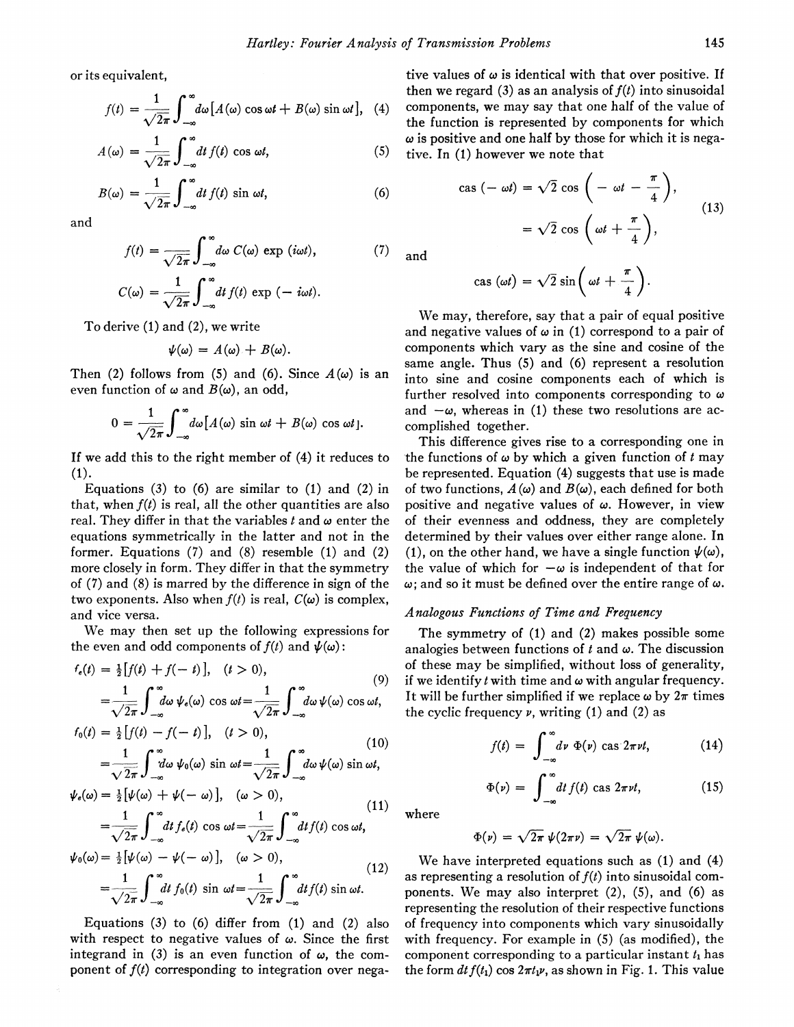or its equivalent,

$$f(t) = \frac{1}{\sqrt{2\pi}} \int_{-\infty}^{\infty} d\omega [A(\omega) \cos \omega t + B(\omega) \sin \omega t], \quad (4)$$

$$A(\omega) = \frac{1}{\sqrt{2\pi}} \int_{-\infty}^{\infty} dt\, f(t) \cos \omega t, \quad (5)$$

$$B(\omega) = \frac{1}{\sqrt{2\pi}} \int_{-\infty}^{\infty} dt\, f(t) \sin \omega t, \quad (6)$$

and

$$f(t) = \frac{}{\sqrt{2\pi}} \int_{-\infty}^{\infty} d\omega\, C(\omega) \exp (i\omega t), \quad (7)$$

$$C(\omega) = \frac{1}{\sqrt{2\pi}} \int_{-\infty}^{\infty} dt\, f(t) \exp (-i\omega t).$$

To derive (1) and (2), we write

$$\psi(\omega) = A(\omega) + B(\omega).$$

Then (2) follows from (5) and (6). Since $A(\omega)$ is an even function of $\omega$ and $B(\omega)$, an odd,

$$0 = \frac{1}{\sqrt{2\pi}} \int_{-\infty}^{\infty} d\omega [A(\omega) \sin \omega t + B(\omega) \cos \omega t].$$

If we add this to the right member of (4) it reduces to (1).

Equations (3) to (6) are similar to (1) and (2) in that, when $f(t)$ is real, all the other quantities are also real. They differ in that the variables $t$ and $\omega$ enter the equations symmetrically in the latter and not in the former. Equations (7) and (8) resemble (1) and (2) more closely in form. They differ in that the symmetry of (7) and (8) is marred by the difference in sign of the two exponents. Also when $f(t)$ is real, $C(\omega)$ is complex, and vice versa.

We may then set up the following expressions for the even and odd components of $f(t)$ and $\psi(\omega)$:

$$f_e(t) = \tfrac{1}{2}[f(t) + f(-t)], \quad (t > 0), \quad (9)$$
$$= \frac{1}{\sqrt{2\pi}} \int_{-\infty}^{\infty} d\omega\, \psi_e(\omega) \cos \omega t = \frac{1}{\sqrt{2\pi}} \int_{-\infty}^{\infty} d\omega\, \psi(\omega) \cos \omega t,$$

$$f_0(t) = \tfrac{1}{2}[f(t) - f(-t)], \quad (t > 0), \quad (10)$$
$$= \frac{1}{\sqrt{2\pi}} \int_{-\infty}^{\infty} d\omega\, \psi_0(\omega) \sin \omega t = \frac{1}{\sqrt{2\pi}} \int_{-\infty}^{\infty} d\omega\, \psi(\omega) \sin \omega t,$$

$$\psi_e(\omega) = \tfrac{1}{2}[\psi(\omega) + \psi(-\omega)], \quad (\omega > 0), \quad (11)$$
$$= \frac{1}{\sqrt{2\pi}} \int_{-\infty}^{\infty} dt\, f_e(t) \cos \omega t = \frac{1}{\sqrt{2\pi}} \int_{-\infty}^{\infty} dt f(t) \cos \omega t,$$

$$\psi_0(\omega) = \tfrac{1}{2}[\psi(\omega) - \psi(-\omega)], \quad (\omega > 0), \quad (12)$$
$$= \frac{1}{\sqrt{2\pi}} \int_{-\infty}^{\infty} dt\, f_0(t) \sin \omega t = \frac{1}{\sqrt{2\pi}} \int_{-\infty}^{\infty} dt f(t) \sin \omega t.$$

Equations (3) to (6) differ from (1) and (2) also with respect to negative values of $\omega$. Since the first integrand in (3) is an even function of $\omega$, the component of $f(t)$ corresponding to integration over negative values of $\omega$ is identical with that over positive. If then we regard (3) as an analysis of $f(t)$ into sinusoidal components, we may say that one half of the value of the function is represented by components for which $\omega$ is positive and one half by those for which it is negative. In (1) however we note that

$$\operatorname{cas} (-\omega t) = \sqrt{2} \cos \left( -\omega t - \frac{\pi}{4} \right),$$
$$= \sqrt{2} \cos \left( \omega t + \frac{\pi}{4} \right), \quad (13)$$

and

$$\operatorname{cas} (\omega t) = \sqrt{2} \sin \left( \omega t + \frac{\pi}{4} \right).$$

We may, therefore, say that a pair of equal positive and negative values of $\omega$ in (1) correspond to a pair of components which vary as the sine and cosine of the same angle. Thus (5) and (6) represent a resolution into sine and cosine components each of which is further resolved into components corresponding to $\omega$ and $-\omega$, whereas in (1) these two resolutions are accomplished together.

This difference gives rise to a corresponding one in the functions of $\omega$ by which a given function of $t$ may be represented. Equation (4) suggests that use is made of two functions, $A(\omega)$ and $B(\omega)$, each defined for both positive and negative values of $\omega$. However, in view of their evenness and oddness, they are completely determined by their values over either range alone. In (1), on the other hand, we have a single function $\psi(\omega)$, the value of which for $-\omega$ is independent of that for $\omega$; and so it must be defined over the entire range of $\omega$.

### *Analogous Functions of Time and Frequency*

The symmetry of (1) and (2) makes possible some analogies between functions of $t$ and $\omega$. The discussion of these may be simplified, without loss of generality, if we identify $t$ with time and $\omega$ with angular frequency. It will be further simplified if we replace $\omega$ by $2\pi$ times the cyclic frequency $\nu$, writing (1) and (2) as

$$f(t) = \int_{-\infty}^{\infty} d\nu\, \Phi(\nu) \operatorname{cas} 2\pi\nu t, \quad (14)$$

$$\Phi(\nu) = \int_{-\infty}^{\infty} dt\, f(t) \operatorname{cas} 2\pi\nu t, \quad (15)$$

where

$$\Phi(\nu) = \sqrt{2\pi}\, \psi(2\pi\nu) = \sqrt{2\pi}\, \psi(\omega).$$

We have interpreted equations such as (1) and (4) as representing a resolution of $f(t)$ into sinusoidal components. We may also interpret (2), (5), and (6) as representing the resolution of their respective functions of frequency into components which vary sinusoidally with frequency. For example in (5) (as modified), the component corresponding to a particular instant $t_1$ has the form $dt\, f(t_1) \cos 2\pi t_1 \nu$, as shown in Fig. 1. This value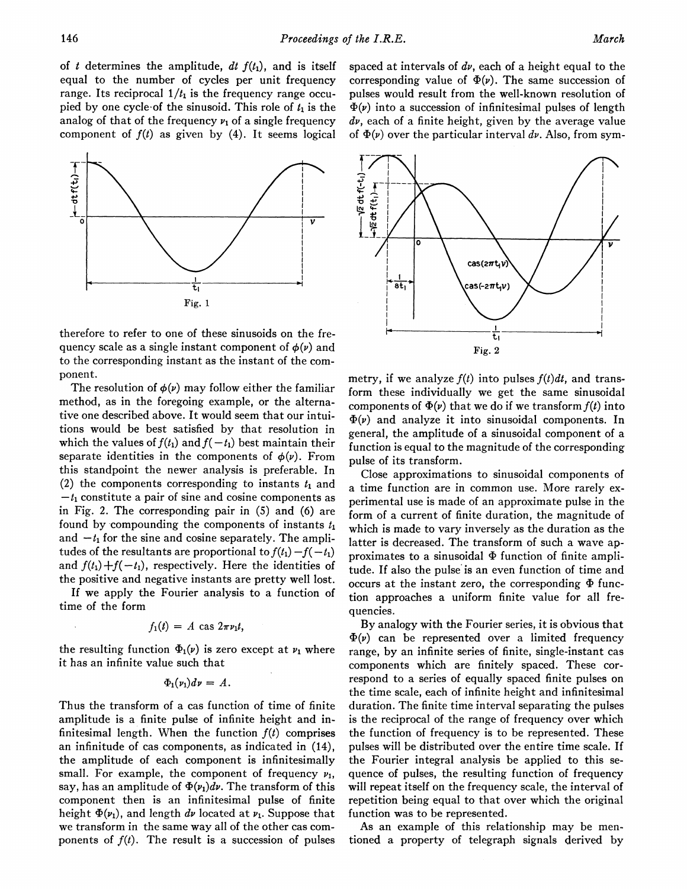of $t$ determines the amplitude, $dt\, f(t_1)$, and is itself equal to the number of cycles per unit frequency range. Its reciprocal $1/t_1$ is the frequency range occupied by one cycle of the sinusoid. This role of $t_1$ is the analog of that of the frequency $\nu_1$ of a single frequency component of $f(t)$ as given by (4). It seems logical therefore to refer to one of these sinusoids on the frequency scale as a single instant component of $\phi(\nu)$ and to the corresponding instant as the instant of the component.

Fig. 1

The resolution of $\phi(\nu)$ may follow either the familiar method, as in the foregoing example, or the alternative one described above. It would seem that our intuitions would be best satisfied by that resolution in which the values of $f(t_1)$ and $f(-t_1)$ best maintain their separate identities in the components of $\phi(\nu)$. From this standpoint the newer analysis is preferable. In (2) the components corresponding to instants $t_1$ and $-t_1$ constitute a pair of sine and cosine components as in Fig. 2. The corresponding pair in (5) and (6) are found by compounding the components of instants $t_1$ and $-t_1$ for the sine and cosine separately. The amplitudes of the resultants are proportional to $f(t_1)-f(-t_1)$ and $f(t_1)+f(-t_1)$, respectively. Here the identities of the positive and negative instants are pretty well lost.

If we apply the Fourier analysis to a function of time of the form

$$f_1(t) = A \text{ cas } 2\pi\nu_1 t,$$

the resulting function $\Phi_1(\nu)$ is zero except at $\nu_1$ where it has an infinite value such that

$$\Phi_1(\nu_1)d\nu = A.$$

Thus the transform of a cas function of time of finite amplitude is a finite pulse of infinite height and infinitesimal length. When the function $f(t)$ comprises an infinitude of cas components, as indicated in (14), the amplitude of each component is infinitesimally small. For example, the component of frequency $\nu_1$, say, has an amplitude of $\Phi(\nu_1)d\nu$. The transform of this component then is an infinitesimal pulse of finite height $\Phi(\nu_1)$, and length $d\nu$ located at $\nu_1$. Suppose that we transform in the same way all of the other cas components of $f(t)$. The result is a succession of pulses spaced at intervals of $d\nu$, each of a height equal to the corresponding value of $\Phi(\nu)$. The same succession of pulses would result from the well-known resolution of $\Phi(\nu)$ into a succession of infinitesimal pulses of length $d\nu$, each of a finite height, given by the average value of $\Phi(\nu)$ over the particular interval $d\nu$. Also, from symmetry, if we analyze $f(t)$ into pulses $f(t)dt$, and transform these individually we get the same sinusoidal components of $\Phi(\nu)$ that we do if we transform $f(t)$ into $\Phi(\nu)$ and analyze it into sinusoidal components. In general, the amplitude of a sinusoidal component of a function is equal to the magnitude of the corresponding pulse of its transform.

Fig. 2

Close approximations to sinusoidal components of a time function are in common use. More rarely experimental use is made of an approximate pulse in the form of a current of finite duration, the magnitude of which is made to vary inversely as the duration as the latter is decreased. The transform of such a wave approximates to a sinusoidal $\Phi$ function of finite amplitude. If also the pulse is an even function of time and occurs at the instant zero, the corresponding $\Phi$ function approaches a uniform finite value for all frequencies.

By analogy with the Fourier series, it is obvious that $\Phi(\nu)$ can be represented over a limited frequency range, by an infinite series of finite, single-instant cas components which are finitely spaced. These correspond to a series of equally spaced finite pulses on the time scale, each of infinite height and infinitesimal duration. The finite time interval separating the pulses is the reciprocal of the range of frequency over which the function of frequency is to be represented. These pulses will be distributed over the entire time scale. If the Fourier integral analysis be applied to this sequence of pulses, the resulting function of frequency will repeat itself on the frequency scale, the interval of repetition being equal to that over which the original function was to be represented.

As an example of this relationship may be mentioned a property of telegraph signals derived by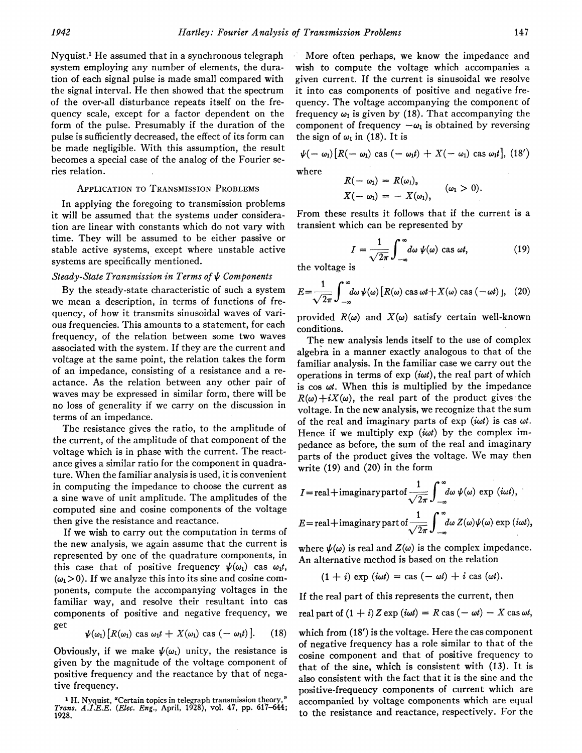Nyquist.[1] He assumed that in a synchronous telegraph system employing any number of elements, the duration of each signal pulse is made small compared with the signal interval. He then showed that the spectrum of the over-all disturbance repeats itself on the frequency scale, except for a factor dependent on the form of the pulse. Presumably if the duration of the pulse is sufficiently decreased, the effect of its form can be made negligible. With this assumption, the result becomes a special case of the analog of the Fourier series relation.

## Application to Transmission Problems

In applying the foregoing to transmission problems it will be assumed that the systems under consideration are linear with constants which do not vary with time. They will be assumed to be either passive or stable active systems, except where unstable active systems are specifically mentioned.

### *Steady-State Transmission in Terms of $\psi$ Components*

By the steady-state characteristic of such a system we mean a description, in terms of functions of frequency, of how it transmits sinusoidal waves of various frequencies. This amounts to a statement, for each frequency, of the relation between some two waves associated with the system. If they are the current and voltage at the same point, the relation takes the form of an impedance, consisting of a resistance and a reactance. As the relation between any other pair of waves may be expressed in similar form, there will be no loss of generality if we carry on the discussion in terms of an impedance.

The resistance gives the ratio, to the amplitude of the current, of the amplitude of that component of the voltage which is in phase with the current. The reactance gives a similar ratio for the component in quadrature. When the familiar analysis is used, it is convenient in computing the impedance to choose the current as a sine wave of unit amplitude. The amplitudes of the computed sine and cosine components of the voltage then give the resistance and reactance.

If we wish to carry out the computation in terms of the new analysis, we again assume that the current is represented by one of the quadrature components, in this case that of positive frequency $\psi(\omega_1)$ cas $\omega_1 t$, $(\omega_1 > 0)$. If we analyze this into its sine and cosine components, compute the accompanying voltages in the familiar way, and resolve their resultant into cas components of positive and negative frequency, we get

$$\psi(\omega_1)\left[R(\omega_1) \operatorname{cas} \omega_1 t + X(\omega_1) \operatorname{cas}(-\omega_1 t)\right]. \tag{18}$$

Obviously, if we make $\psi(\omega_1)$ unity, the resistance is given by the magnitude of the voltage component of positive frequency and the reactance by that of negative frequency.

More often perhaps, we know the impedance and wish to compute the voltage which accompanies a given current. If the current is sinusoidal we resolve it into cas components of positive and negative frequency. The voltage accompanying the component of frequency $\omega_1$ is given by (18). That accompanying the component of frequency $-\omega_1$ is obtained by reversing the sign of $\omega_1$ in (18). It is

$$\psi(-\omega_1)\left[R(-\omega_1) \operatorname{cas}(-\omega_1 t) + X(-\omega_1) \operatorname{cas} \omega_1 t\right], \tag{18'}$$

where

$$\begin{aligned} R(-\omega_1) &= R(\omega_1), \\ X(-\omega_1) &= -X(\omega_1), \end{aligned} \qquad (\omega_1 > 0).$$

From these results it follows that if the current is a transient which can be represented by

$$I = \frac{1}{\sqrt{2\pi}} \int_{-\infty}^{\infty} d\omega\, \psi(\omega) \operatorname{cas} \omega t, \tag{19}$$

the voltage is

$$E = \frac{1}{\sqrt{2\pi}} \int_{-\infty}^{\infty} d\omega\, \psi(\omega)\left[R(\omega) \operatorname{cas} \omega t + X(\omega) \operatorname{cas}(-\omega t)\right], \tag{20}$$

provided $R(\omega)$ and $X(\omega)$ satisfy certain well-known conditions.

The new analysis lends itself to the use of complex algebra in a manner exactly analogous to that of the familiar analysis. In the familiar case we carry out the operations in terms of exp $(i\omega t)$, the real part of which is cos $\omega t$. When this is multiplied by the impedance $R(\omega) + iX(\omega)$, the real part of the product gives the voltage. In the new analysis, we recognize that the sum of the real and imaginary parts of exp $(i\omega t)$ is cas $\omega t$. Hence if we multiply exp $(i\omega t)$ by the complex impedance as before, the sum of the real and imaginary parts of the product gives the voltage. We may then write (19) and (20) in the form

$$I = \text{real} + \text{imaginary part of } \frac{1}{\sqrt{2\pi}} \int_{-\infty}^{\infty} d\omega\, \psi(\omega) \exp(i\omega t),$$

$$E = \text{real} + \text{imaginary part of } \frac{1}{\sqrt{2\pi}} \int_{-\infty}^{\infty} d\omega\, Z(\omega)\psi(\omega) \exp(i\omega t),$$

where $\psi(\omega)$ is real and $Z(\omega)$ is the complex impedance. An alternative method is based on the relation

$$(1 + i) \exp(i\omega t) = \operatorname{cas}(-\omega t) + i \operatorname{cas}(\omega t).$$

If the real part of this represents the current, then

$$\text{real part of } (1 + i) Z \exp(i\omega t) = R \operatorname{cas}(-\omega t) - X \operatorname{cas} \omega t,$$

which from (18') is the voltage. Here the cas component of negative frequency has a role similar to that of the cosine component and that of positive frequency to that of the sine, which is consistent with (13). It is also consistent with the fact that it is the sine and the positive-frequency components of current which are accompanied by voltage components which are equal to the resistance and reactance, respectively. For the

[1] H. Nyquist, "Certain topics in telegraph transmission theory," *Trans. A.I.E.E.* (*Elec. Eng.*, April, 1928), vol. 47, pp. 617–644; 1928.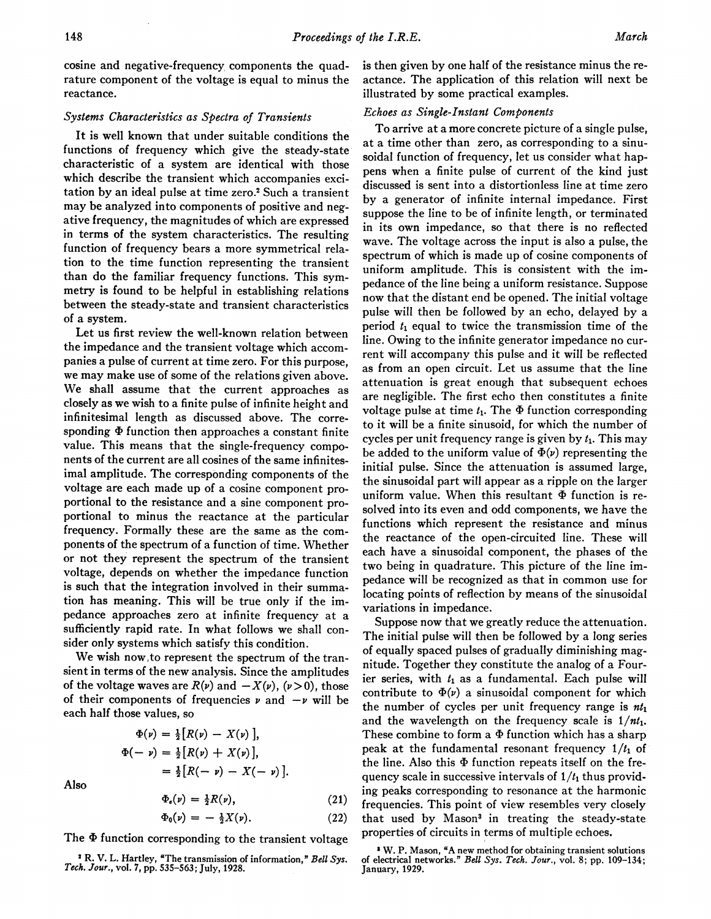cosine and negative-frequency components the quadrature component of the voltage is equal to minus the reactance.

### *Systems Characteristics as Spectra of Transients*

It is well known that under suitable conditions the functions of frequency which give the steady-state characteristic of a system are identical with those which describe the transient which accompanies excitation by an ideal pulse at time zero.[2] Such a transient may be analyzed into components of positive and negative frequency, the magnitudes of which are expressed in terms of the system characteristics. The resulting function of frequency bears a more symmetrical relation to the time function representing the transient than do the familiar frequency functions. This symmetry is found to be helpful in establishing relations between the steady-state and transient characteristics of a system.

Let us first review the well-known relation between the impedance and the transient voltage which accompanies a pulse of current at time zero. For this purpose, we may make use of some of the relations given above. We shall assume that the current approaches as closely as we wish to a finite pulse of infinite height and infinitesimal length as discussed above. The corresponding $\Phi$ function then approaches a constant finite value. This means that the single-frequency components of the current are all cosines of the same infinitesimal amplitude. The corresponding components of the voltage are each made up of a cosine component proportional to the resistance and a sine component proportional to minus the reactance at the particular frequency. Formally these are the same as the components of the spectrum of a function of time. Whether or not they represent the spectrum of the transient voltage, depends on whether the impedance function is such that the integration involved in their summation has meaning. This will be true only if the impedance approaches zero at infinite frequency at a sufficiently rapid rate. In what follows we shall consider only systems which satisfy this condition.

We wish now to represent the spectrum of the transient in terms of the new analysis. Since the amplitudes of the voltage waves are $R(\nu)$ and $-X(\nu)$, $(\nu>0)$, those of their components of frequencies $\nu$ and $-\nu$ will be each half those values, so

$$\Phi(\nu) = \tfrac{1}{2}[R(\nu) - X(\nu)],$$

$$\Phi(-\nu) = \tfrac{1}{2}[R(\nu) + X(\nu)],$$

$$= \tfrac{1}{2}[R(-\nu) - X(-\nu)].$$

Also

$$\Phi_e(\nu) = \tfrac{1}{2}R(\nu), \tag{21}$$

$$\Phi_0(\nu) = -\tfrac{1}{2}X(\nu). \tag{22}$$

The $\Phi$ function corresponding to the transient voltage is then given by one half of the resistance minus the reactance. The application of this relation will next be illustrated by some practical examples.

### *Echoes as Single-Instant Components*

To arrive at a more concrete picture of a single pulse, at a time other than zero, as corresponding to a sinusoidal function of frequency, let us consider what happens when a finite pulse of current of the kind just discussed is sent into a distortionless line at time zero by a generator of infinite internal impedance. First suppose the line to be of infinite length, or terminated in its own impedance, so that there is no reflected wave. The voltage across the input is also a pulse, the spectrum of which is made up of cosine components of uniform amplitude. This is consistent with the impedance of the line being a uniform resistance. Suppose now that the distant end be opened. The initial voltage pulse will then be followed by an echo, delayed by a period $t_1$ equal to twice the transmission time of the line. Owing to the infinite generator impedance no current will accompany this pulse and it will be reflected as from an open circuit. Let us assume that the line attenuation is great enough that subsequent echoes are negligible. The first echo then constitutes a finite voltage pulse at time $t_1$. The $\Phi$ function corresponding to it will be a finite sinusoid, for which the number of cycles per unit frequency range is given by $t_1$. This may be added to the uniform value of $\Phi(\nu)$ representing the initial pulse. Since the attenuation is assumed large, the sinusoidal part will appear as a ripple on the larger uniform value. When this resultant $\Phi$ function is resolved into its even and odd components, we have the functions which represent the resistance and minus the reactance of the open-circuited line. These will each have a sinusoidal component, the phases of the two being in quadrature. This picture of the line impedance will be recognized as that in common use for locating points of reflection by means of the sinusoidal variations in impedance.

Suppose now that we greatly reduce the attenuation. The initial pulse will then be followed by a long series of equally spaced pulses of gradually diminishing magnitude. Together they constitute the analog of a Fourier series, with $t_1$ as a fundamental. Each pulse will contribute to $\Phi(\nu)$ a sinusoidal component for which the number of cycles per unit frequency range is $nt_1$ and the wavelength on the frequency scale is $1/nt_1$. These combine to form a $\Phi$ function which has a sharp peak at the fundamental resonant frequency $1/t_1$ of the line. Also this $\Phi$ function repeats itself on the frequency scale in successive intervals of $1/t_1$ thus providing peaks corresponding to resonance at the harmonic frequencies. This point of view resembles very closely that used by Mason[3] in treating the steady-state properties of circuits in terms of multiple echoes.

[2] R. V. L. Hartley, "The transmission of information," *Bell Sys. Tech. Jour.*, vol. 7, pp. 535–563; July, 1928.

[3] W. P. Mason, "A new method for obtaining transient solutions of electrical networks." *Bell Sys. Tech. Jour.*, vol. 8; pp. 109–134; January, 1929.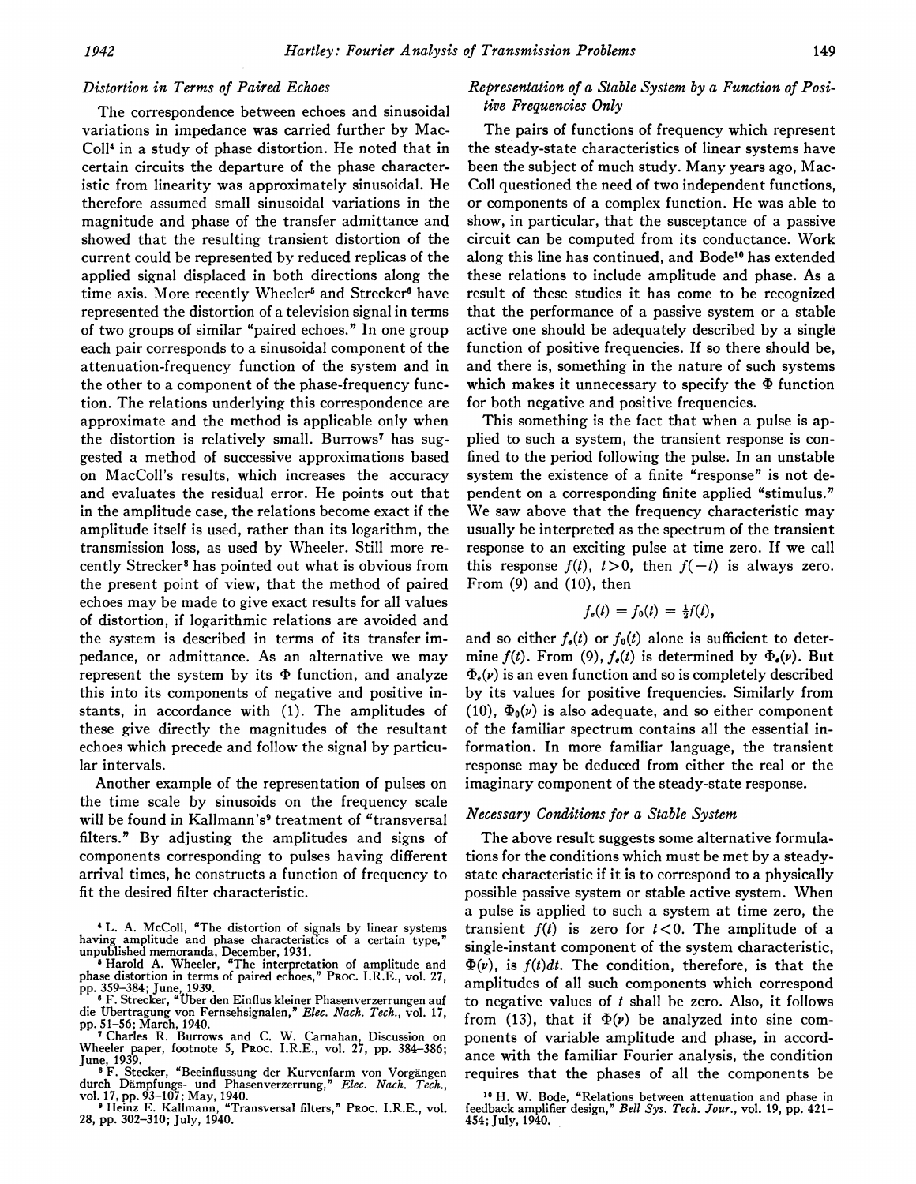### *Distortion in Terms of Paired Echoes*

The correspondence between echoes and sinusoidal variations in impedance was carried further by MacColl[4] in a study of phase distortion. He noted that in certain circuits the departure of the phase characteristic from linearity was approximately sinusoidal. He therefore assumed small sinusoidal variations in the magnitude and phase of the transfer admittance and showed that the resulting transient distortion of the current could be represented by reduced replicas of the applied signal displaced in both directions along the time axis. More recently Wheeler[5] and Strecker[6] have represented the distortion of a television signal in terms of two groups of similar "paired echoes." In one group each pair corresponds to a sinusoidal component of the attenuation-frequency function of the system and in the other to a component of the phase-frequency function. The relations underlying this correspondence are approximate and the method is applicable only when the distortion is relatively small. Burrows[7] has suggested a method of successive approximations based on MacColl's results, which increases the accuracy and evaluates the residual error. He points out that in the amplitude case, the relations become exact if the amplitude itself is used, rather than its logarithm, the transmission loss, as used by Wheeler. Still more recently Strecker[8] has pointed out what is obvious from the present point of view, that the method of paired echoes may be made to give exact results for all values of distortion, if logarithmic relations are avoided and the system is described in terms of its transfer impedance, or admittance. As an alternative we may represent the system by its $\Phi$ function, and analyze this into its components of negative and positive instants, in accordance with (1). The amplitudes of these give directly the magnitudes of the resultant echoes which precede and follow the signal by particular intervals.

Another example of the representation of pulses on the time scale by sinusoids on the frequency scale will be found in Kallmann's[9] treatment of "transversal filters." By adjusting the amplitudes and signs of components corresponding to pulses having different arrival times, he constructs a function of frequency to fit the desired filter characteristic.

### *Representation of a Stable System by a Function of Positive Frequencies Only*

The pairs of functions of frequency which represent the steady-state characteristics of linear systems have been the subject of much study. Many years ago, MacColl questioned the need of two independent functions, or components of a complex function. He was able to show, in particular, that the susceptance of a passive circuit can be computed from its conductance. Work along this line has continued, and Bode[10] has extended these relations to include amplitude and phase. As a result of these studies it has come to be recognized that the performance of a passive system or a stable active one should be adequately described by a single function of positive frequencies. If so there should be, and there is, something in the nature of such systems which makes it unnecessary to specify the $\Phi$ function for both negative and positive frequencies.

This something is the fact that when a pulse is applied to such a system, the transient response is confined to the period following the pulse. In an unstable system the existence of a finite "response" is not dependent on a corresponding finite applied "stimulus." We saw above that the frequency characteristic may usually be interpreted as the spectrum of the transient response to an exciting pulse at time zero. If we call this response $f(t)$, $t>0$, then $f(-t)$ is always zero. From (9) and (10), then

$$f_e(t) = f_0(t) = \tfrac{1}{2}f(t),$$

and so either $f_e(t)$ or $f_0(t)$ alone is sufficient to determine $f(t)$. From (9), $f_e(t)$ is determined by $\Phi_e(\nu)$. But $\Phi_e(\nu)$ is an even function and so is completely described by its values for positive frequencies. Similarly from (10), $\Phi_0(\nu)$ is also adequate, and so either component of the familiar spectrum contains all the essential information. In more familiar language, the transient response may be deduced from either the real or the imaginary component of the steady-state response.

### *Necessary Conditions for a Stable System*

The above result suggests some alternative formulations for the conditions which must be met by a steady-state characteristic if it is to correspond to a physically possible passive system or stable active system. When a pulse is applied to such a system at time zero, the transient $f(t)$ is zero for $t<0$. The amplitude of a single-instant component of the system characteristic, $\Phi(\nu)$, is $f(t)dt$. The condition, therefore, is that the amplitudes of all such components which correspond to negative values of $t$ shall be zero. Also, it follows from (13), that if $\Phi(\nu)$ be analyzed into sine components of variable amplitude and phase, in accordance with the familiar Fourier analysis, the condition requires that the phases of all the components be

---

[4] L. A. McColl, "The distortion of signals by linear systems having amplitude and phase characteristics of a certain type," unpublished memoranda, December, 1931.

[5] Harold A. Wheeler, "The interpretation of amplitude and phase distortion in terms of paired echoes," Proc. I.R.E., vol. 27, pp. 359–384; June, 1939.

[6] F. Strecker, "Über den Einflus kleiner Phasenverzerrungen auf die Übertragung von Fernsehsignalen," *Elec. Nach. Tech.*, vol. 17, pp. 51–56; March, 1940.

[7] Charles R. Burrows and C. W. Carnahan, Discussion on Wheeler paper, footnote 5, Proc. I.R.E., vol. 27, pp. 384–386; June, 1939.

[8] F. Stecker, "Beeinflussung der Kurvenfarm von Vorgängen durch Dämpfungs- und Phasenverzerrung," *Elec. Nach. Tech.*, vol. 17, pp. 93–107; May, 1940.

[9] Heinz E. Kallmann, "Transversal filters," Proc. I.R.E., vol. 28, pp. 302–310; July, 1940.

[10] H. W. Bode, "Relations between attenuation and phase in feedback amplifier design," *Bell Sys. Tech. Jour.*, vol. 19, pp. 421–454; July, 1940.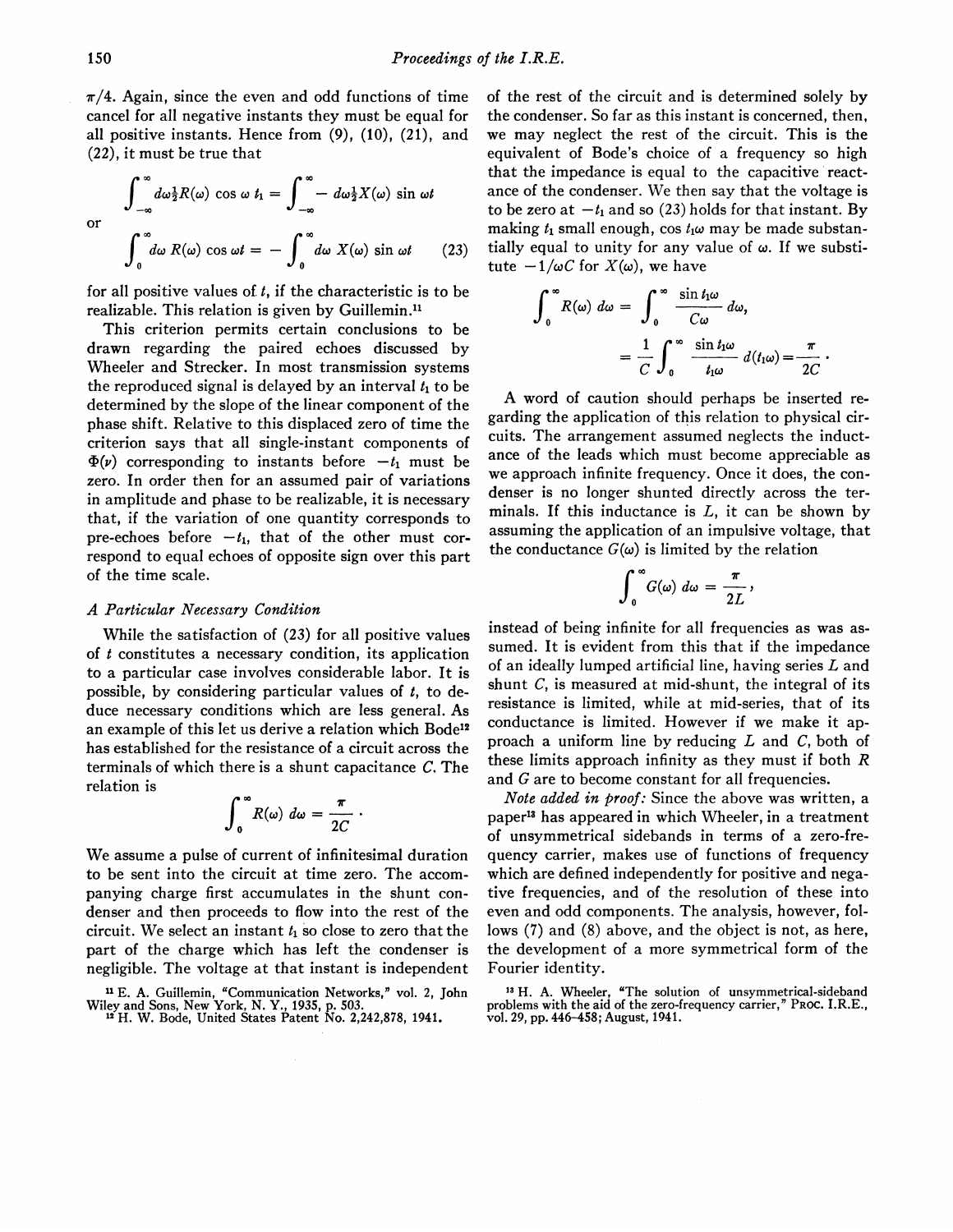$\pi/4$. Again, since the even and odd functions of time cancel for all negative instants they must be equal for all positive instants. Hence from (9), (10), (21), and (22), it must be true that

$$\int_{-\infty}^{\infty} d\omega \tfrac{1}{2} R(\omega) \cos \omega\, t_1 = \int_{-\infty}^{\infty} - d\omega \tfrac{1}{2} X(\omega) \sin \omega t$$

or

$$\int_{0}^{\infty} d\omega\, R(\omega) \cos \omega t = - \int_{0}^{\infty} d\omega\, X(\omega) \sin \omega t \qquad (23)$$

for all positive values of $t$, if the characteristic is to be realizable. This relation is given by Guillemin.[11]

This criterion permits certain conclusions to be drawn regarding the paired echoes discussed by Wheeler and Strecker. In most transmission systems the reproduced signal is delayed by an interval $t_1$ to be determined by the slope of the linear component of the phase shift. Relative to this displaced zero of time the criterion says that all single-instant components of $\Phi(\nu)$ corresponding to instants before $-t_1$ must be zero. In order then for an assumed pair of variations in amplitude and phase to be realizable, it is necessary that, if the variation of one quantity corresponds to pre-echoes before $-t_1$, that of the other must correspond to equal echoes of opposite sign over this part of the time scale.

### *A Particular Necessary Condition*

While the satisfaction of (23) for all positive values of $t$ constitutes a necessary condition, its application to a particular case involves considerable labor. It is possible, by considering particular values of $t$, to deduce necessary conditions which are less general. As an example of this let us derive a relation which Bode[12] has established for the resistance of a circuit across the terminals of which there is a shunt capacitance $C$. The relation is

$$\int_{0}^{\infty} R(\omega)\, d\omega = \frac{\pi}{2C} \cdot$$

We assume a pulse of current of infinitesimal duration to be sent into the circuit at time zero. The accompanying charge first accumulates in the shunt condenser and then proceeds to flow into the rest of the circuit. We select an instant $t_1$ so close to zero that the part of the charge which has left the condenser is negligible. The voltage at that instant is independent of the rest of the circuit and is determined solely by the condenser. So far as this instant is concerned, then, we may neglect the rest of the circuit. This is the equivalent of Bode's choice of a frequency so high that the impedance is equal to the capacitive reactance of the condenser. We then say that the voltage is to be zero at $-t_1$ and so (23) holds for that instant. By making $t_1$ small enough, $\cos t_1\omega$ may be made substantially equal to unity for any value of $\omega$. If we substitute $-1/\omega C$ for $X(\omega)$, we have

$$\int_{0}^{\infty} R(\omega)\, d\omega = \int_{0}^{\infty} \frac{\sin t_1\omega}{C\omega}\, d\omega,$$

$$= \frac{1}{C} \int_{0}^{\infty} \frac{\sin t_1\omega}{t_1\omega}\, d(t_1\omega) = \frac{\pi}{2C} \cdot$$

A word of caution should perhaps be inserted regarding the application of this relation to physical circuits. The arrangement assumed neglects the inductance of the leads which must become appreciable as we approach infinite frequency. Once it does, the condenser is no longer shunted directly across the terminals. If this inductance is $L$, it can be shown by assuming the application of an impulsive voltage, that the conductance $G(\omega)$ is limited by the relation

$$\int_{0}^{\infty} G(\omega)\, d\omega = \frac{\pi}{2L},$$

instead of being infinite for all frequencies as was assumed. It is evident from this that if the impedance of an ideally lumped artificial line, having series $L$ and shunt $C$, is measured at mid-shunt, the integral of its resistance is limited, while at mid-series, that of its conductance is limited. However if we make it approach a uniform line by reducing $L$ and $C$, both of these limits approach infinity as they must if both $R$ and $G$ are to become constant for all frequencies.

*Note added in proof:* Since the above was written, a paper[13] has appeared in which Wheeler, in a treatment of unsymmetrical sidebands in terms of a zero-frequency carrier, makes use of functions of frequency which are defined independently for positive and negative frequencies, and of the resolution of these into even and odd components. The analysis, however, follows (7) and (8) above, and the object is not, as here, the development of a more symmetrical form of the Fourier identity.

[11] E. A. Guillemin, "Communication Networks," vol. 2, John Wiley and Sons, New York, N. Y., 1935, p. 503.

[12] H. W. Bode, United States Patent No. 2,242,878, 1941.

[13] H. A. Wheeler, "The solution of unsymmetrical-sideband problems with the aid of the zero-frequency carrier," Proc. I.R.E., vol. 29, pp. 446–458; August, 1941.